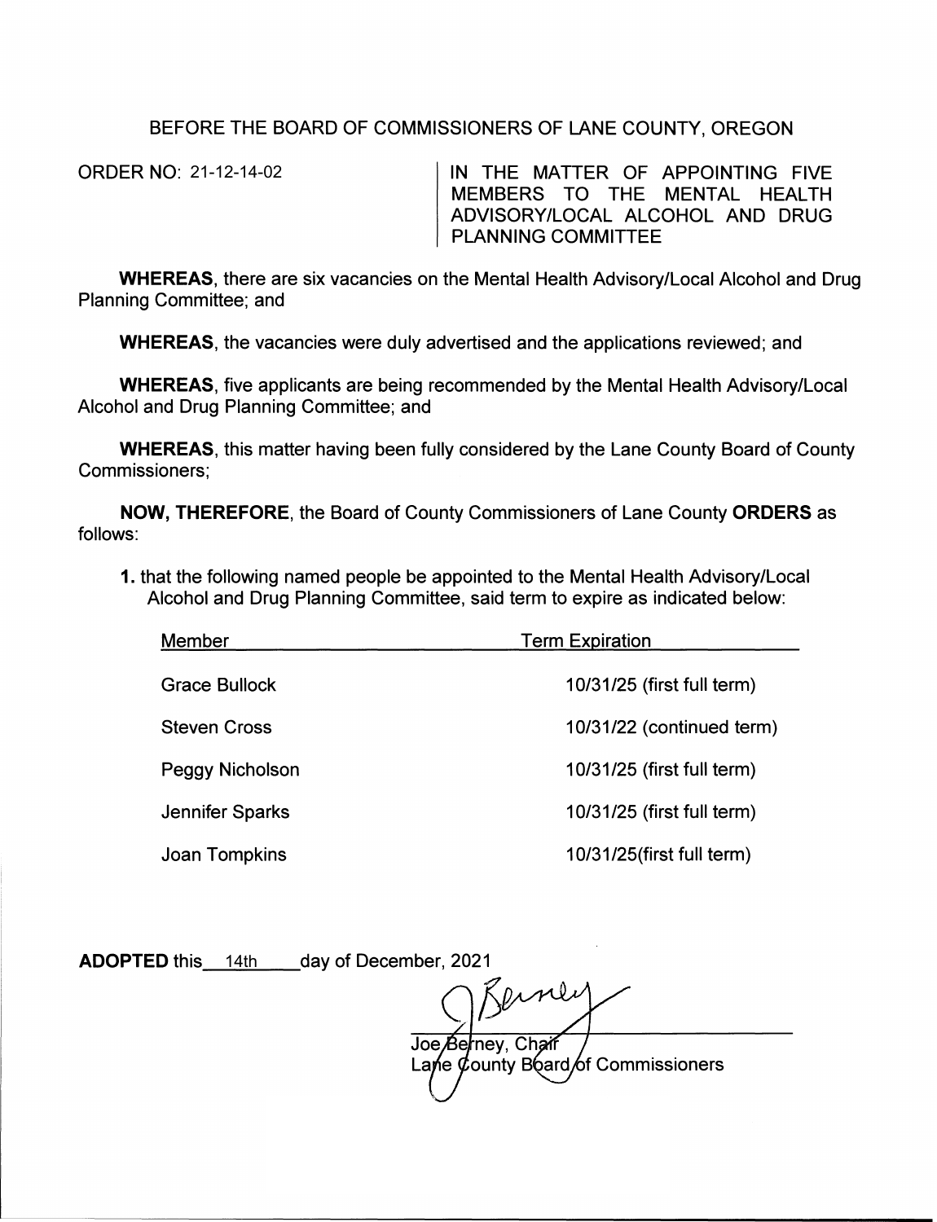BEFORE THE BOARD OF COMMISSIONERS OF LANE COUNTY, OREGON

ORDER NO: 21-12-14-02

IN THE MATTER OF APPOINTING FIVE MEMBERS TO THE MENTAL HEALTH ADVISORY/LOCAL ALCOHOL AND DRUG PLANNING COMMITTEE

**WHEREAS**, there are six vacancies on the Mental Health Advisory/Local Alcohol and Drug Planning Committee; and

**WHEREAS**, the vacancies were duly advertised and the applications reviewed; and

**WHEREAS**, five applicants are being recommended by the Mental Health Advisory/Local Alcohol and Drug Planning Committee; and

**WHEREAS**, this matter having been fully considered by the Lane County Board of County Commissioners;

**NOW, THEREFORE**, the Board of County Commissioners of Lane County **ORDERS** as follows:

**1.** that the following named people be appointed to the Mental Health Advisory/Local Alcohol and Drug Planning Committee, said term to expire as indicated below:

| Member | Term Expiration |
|---|---|
| Grace Bullock | 10/31/25 (first full term) |
| Steven Cross | 10/31/22 (continued term) |
| Peggy Nicholson | 10/31/25 (first full term) |
| Jennifer Sparks | 10/31/25 (first full term) |
| Joan Tompkins | 10/31/25(first full term) |

**ADOPTED** this 14th day of December, 2021

Joe Berney, Chair
Lane County Board of Commissioners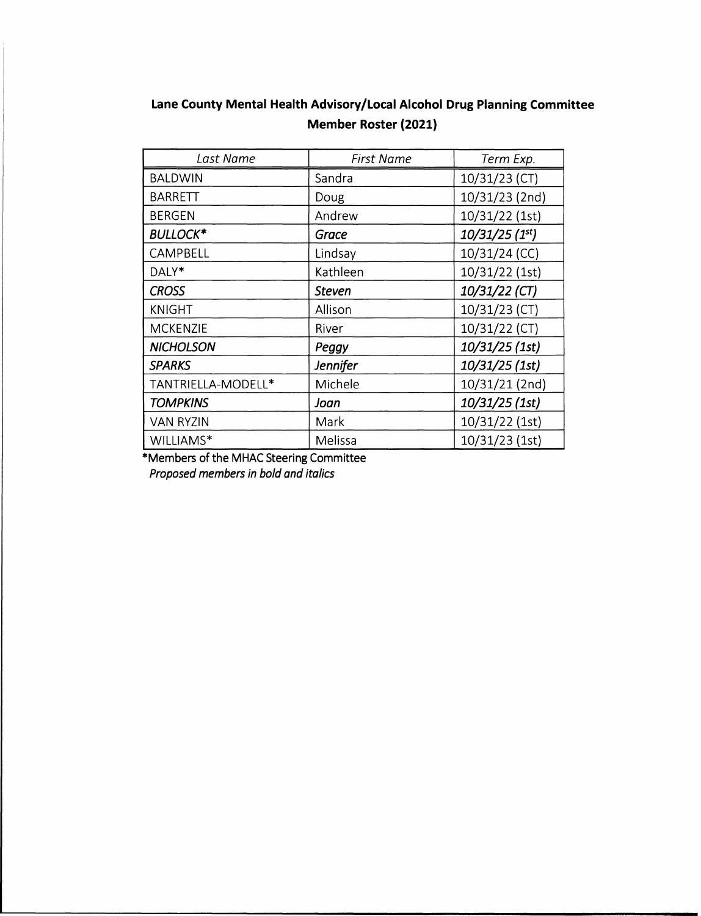**Lane County Mental Health Advisory/Local Alcohol Drug Planning Committee Member Roster (2021)**

| *Last Name* | *First Name* | *Term Exp.* |
|---|---|---|
| BALDWIN | Sandra | 10/31/23 (CT) |
| BARRETT | Doug | 10/31/23 (2nd) |
| BERGEN | Andrew | 10/31/22 (1st) |
| ***BULLOCK**** | ***Grace*** | ***10/31/25 (1st)*** |
| CAMPBELL | Lindsay | 10/31/24 (CC) |
| DALY* | Kathleen | 10/31/22 (1st) |
| ***CROSS*** | ***Steven*** | ***10/31/22 (CT)*** |
| KNIGHT | Allison | 10/31/23 (CT) |
| MCKENZIE | River | 10/31/22 (CT) |
| ***NICHOLSON*** | ***Peggy*** | ***10/31/25 (1st)*** |
| ***SPARKS*** | ***Jennifer*** | ***10/31/25 (1st)*** |
| TANTRIELLA-MODELL* | Michele | 10/31/21 (2nd) |
| ***TOMPKINS*** | ***Joan*** | ***10/31/25 (1st)*** |
| VAN RYZIN | Mark | 10/31/22 (1st) |
| WILLIAMS* | Melissa | 10/31/23 (1st) |

*Members of the MHAC Steering Committee
*Proposed members in bold and italics*